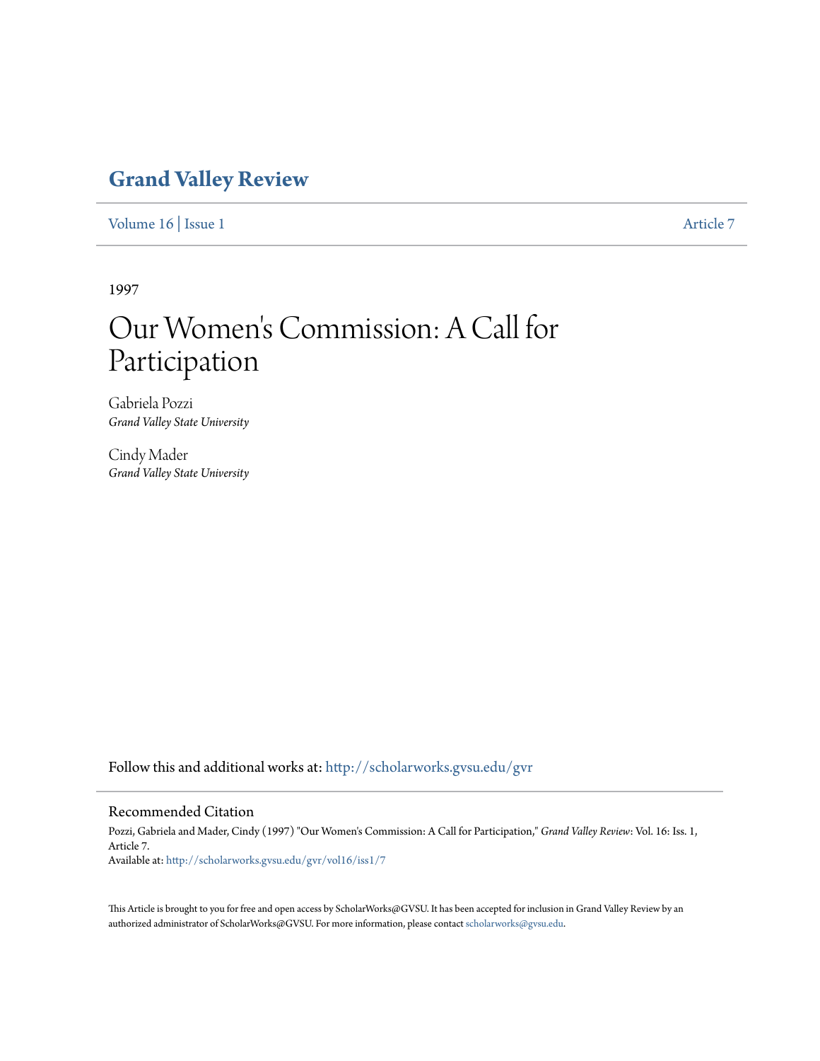# Grand Valley Review

Volume 16 | Issue 1 Article 7

1997

## Our Women's Commission: A Call for Participation

Gabriela Pozzi
*Grand Valley State University*

Cindy Mader
*Grand Valley State University*

Follow this and additional works at: http://scholarworks.gvsu.edu/gvr

### Recommended Citation

Pozzi, Gabriela and Mader, Cindy (1997) "Our Women's Commission: A Call for Participation," *Grand Valley Review*: Vol. 16: Iss. 1, Article 7.
Available at: http://scholarworks.gvsu.edu/gvr/vol16/iss1/7

This Article is brought to you for free and open access by ScholarWorks@GVSU. It has been accepted for inclusion in Grand Valley Review by an authorized administrator of ScholarWorks@GVSU. For more information, please contact scholarworks@gvsu.edu.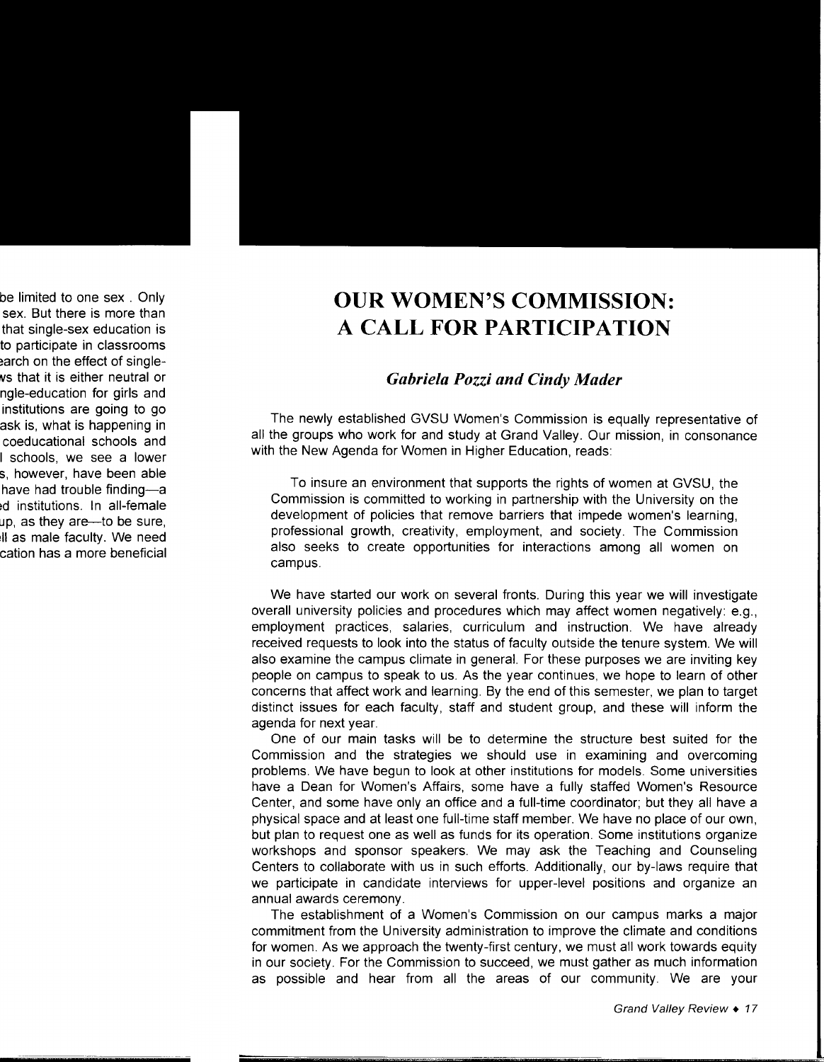# OUR WOMEN'S COMMISSION: A CALL FOR PARTICIPATION

***Gabriela Pozzi and Cindy Mader***

The newly established GVSU Women's Commission is equally representative of all the groups who work for and study at Grand Valley. Our mission, in consonance with the New Agenda for Women in Higher Education, reads:

> To insure an environment that supports the rights of women at GVSU, the Commission is committed to working in partnership with the University on the development of policies that remove barriers that impede women's learning, professional growth, creativity, employment, and society. The Commission also seeks to create opportunities for interactions among all women on campus.

We have started our work on several fronts. During this year we will investigate overall university policies and procedures which may affect women negatively: e.g., employment practices, salaries, curriculum and instruction. We have already received requests to look into the status of faculty outside the tenure system. We will also examine the campus climate in general. For these purposes we are inviting key people on campus to speak to us. As the year continues, we hope to learn of other concerns that affect work and learning. By the end of this semester, we plan to target distinct issues for each faculty, staff and student group, and these will inform the agenda for next year.

One of our main tasks will be to determine the structure best suited for the Commission and the strategies we should use in examining and overcoming problems. We have begun to look at other institutions for models. Some universities have a Dean for Women's Affairs, some have a fully staffed Women's Resource Center, and some have only an office and a full-time coordinator; but they all have a physical space and at least one full-time staff member. We have no place of our own, but plan to request one as well as funds for its operation. Some institutions organize workshops and sponsor speakers. We may ask the Teaching and Counseling Centers to collaborate with us in such efforts. Additionally, our by-laws require that we participate in candidate interviews for upper-level positions and organize an annual awards ceremony.

The establishment of a Women's Commission on our campus marks a major commitment from the University administration to improve the climate and conditions for women. As we approach the twenty-first century, we must all work towards equity in our society. For the Commission to succeed, we must gather as much information as possible and hear from all the areas of our community. We are your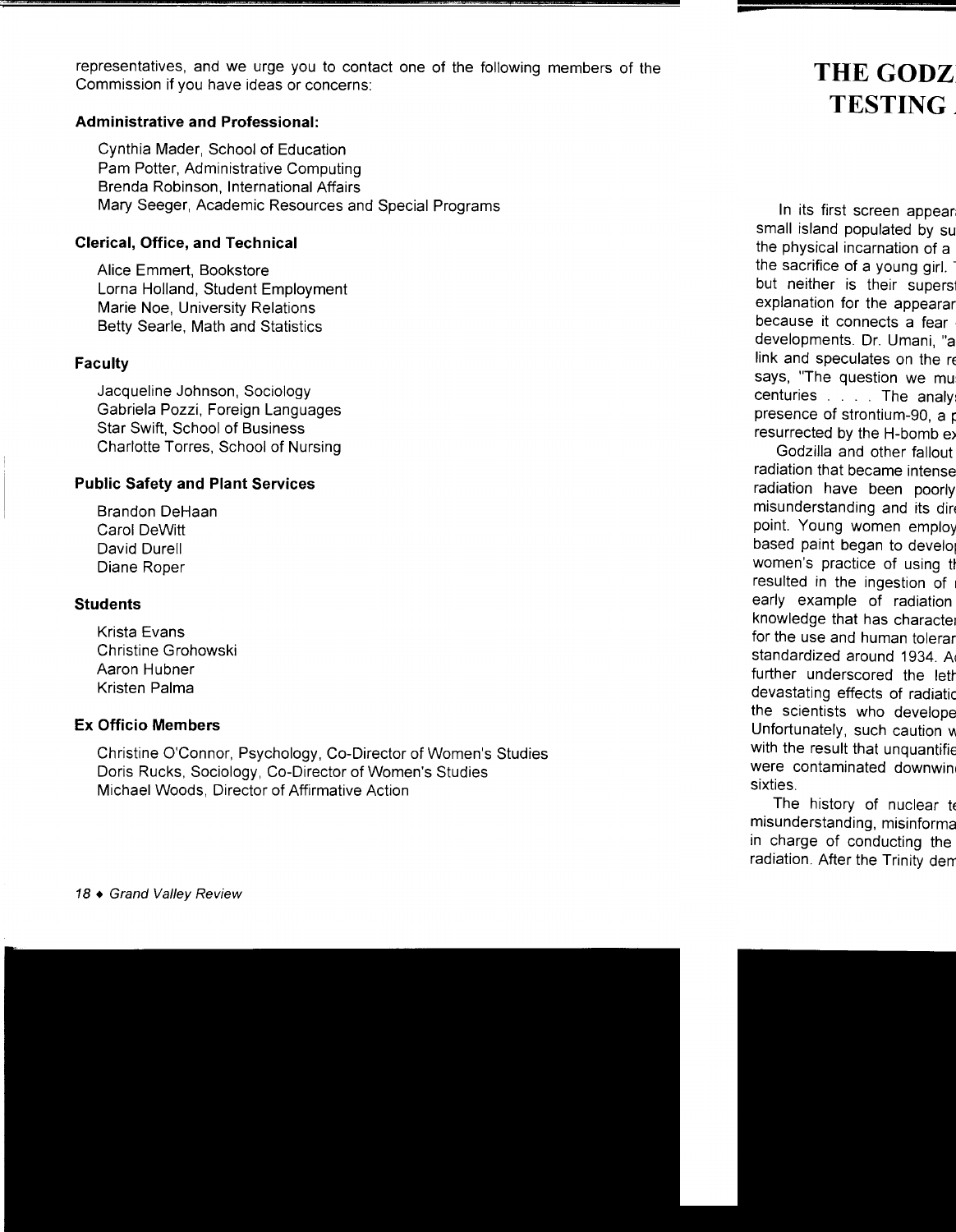representatives, and we urge you to contact one of the following members of the Commission if you have ideas or concerns:

### Administrative and Professional:

Cynthia Mader, School of Education
Pam Potter, Administrative Computing
Brenda Robinson, International Affairs
Mary Seeger, Academic Resources and Special Programs

### Clerical, Office, and Technical

Alice Emmert, Bookstore
Lorna Holland, Student Employment
Marie Noe, University Relations
Betty Searle, Math and Statistics

### Faculty

Jacqueline Johnson, Sociology
Gabriela Pozzi, Foreign Languages
Star Swift, School of Business
Charlotte Torres, School of Nursing

### Public Safety and Plant Services

Brandon DeHaan
Carol DeWitt
David Durell
Diane Roper

### Students

Krista Evans
Christine Grohowski
Aaron Hubner
Kristen Palma

### Ex Officio Members

Christine O'Connor, Psychology, Co-Director of Women's Studies
Doris Rucks, Sociology, Co-Director of Women's Studies
Michael Woods, Director of Affirmative Action

# THE GODZ
# TESTING

In its first screen appear
small island populated by su
the physical incarnation of a
the sacrifice of a young girl.
but neither is their supers
explanation for the appearar
because it connects a fear
developments. Dr. Umani, "a
link and speculates on the re
says, "The question we mu
centuries . . . . The analy
presence of strontium-90, a p
resurrected by the H-bomb ex

Godzilla and other fallout
radiation that became intense
radiation have been poorly
misunderstanding and its dir
point. Young women employ
based paint began to develo
women's practice of using t
resulted in the ingestion of
early example of radiation
knowledge that has characte
for the use and human tolerar
standardized around 1934. A
further underscored the let
devastating effects of radiatio
the scientists who develope
Unfortunately, such caution w
with the result that unquantifie
were contaminated downwin
sixties.

The history of nuclear te
misunderstanding, misinforma
in charge of conducting the
radiation. After the Trinity der